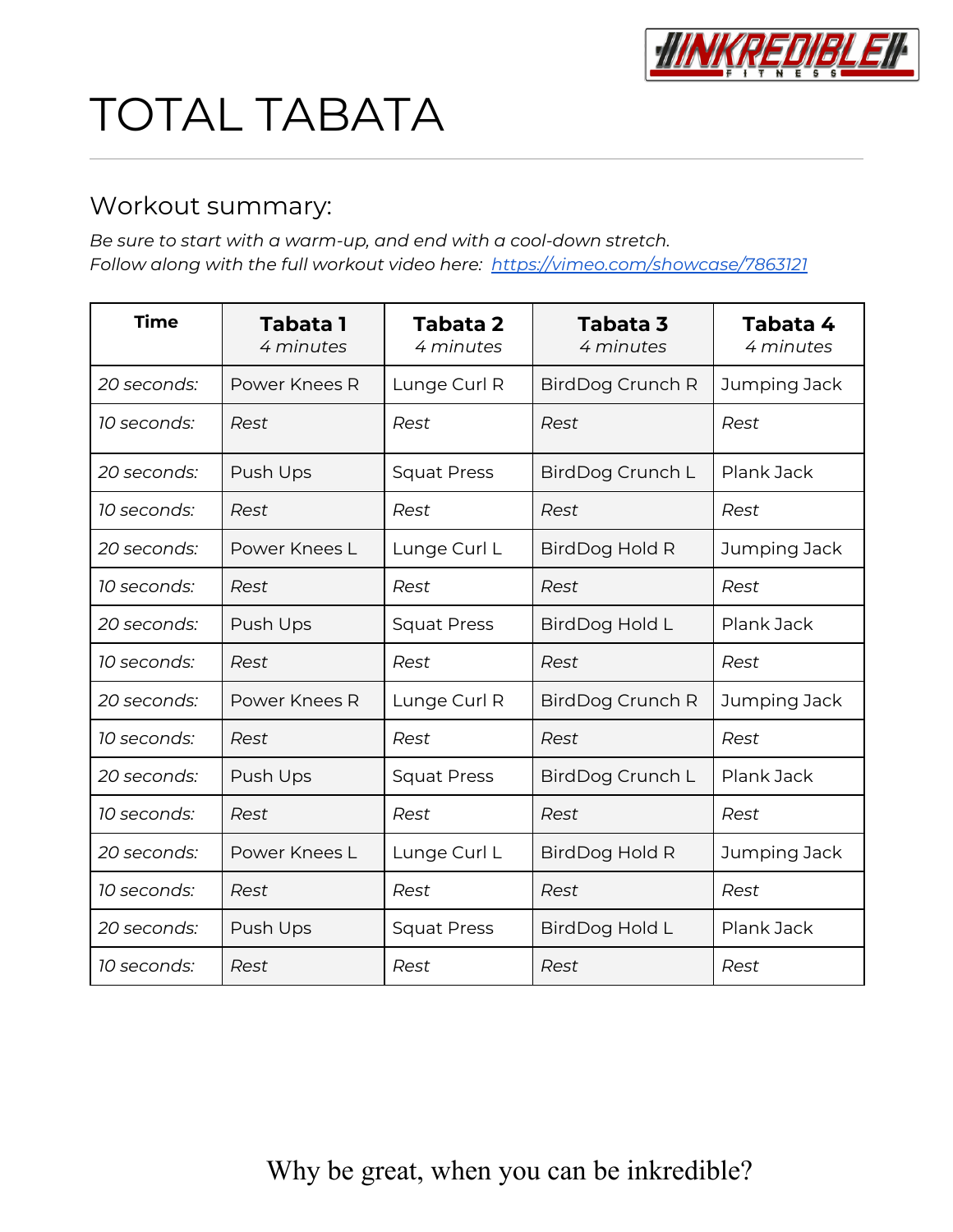# TOTAL TABATA

## Workout summary:

*Be sure to start with a warm-up, and end with a cool-down stretch.*
*Follow along with the full workout video here:* [https://vimeo.com/showcase/7863121](https://vimeo.com/showcase/7863121)

| Time | **Tabata 1** *4 minutes* | **Tabata 2** *4 minutes* | **Tabata 3** *4 minutes* | **Tabata 4** *4 minutes* |
|---|---|---|---|---|
| *20 seconds:* | Power Knees R | Lunge Curl R | BirdDog Crunch R | Jumping Jack |
| *10 seconds:* | *Rest* | *Rest* | *Rest* | *Rest* |
| *20 seconds:* | Push Ups | Squat Press | BirdDog Crunch L | Plank Jack |
| *10 seconds:* | *Rest* | *Rest* | *Rest* | *Rest* |
| *20 seconds:* | Power Knees L | Lunge Curl L | BirdDog Hold R | Jumping Jack |
| *10 seconds:* | *Rest* | *Rest* | *Rest* | *Rest* |
| *20 seconds:* | Push Ups | Squat Press | BirdDog Hold L | Plank Jack |
| *10 seconds:* | *Rest* | *Rest* | *Rest* | *Rest* |
| *20 seconds:* | Power Knees R | Lunge Curl R | BirdDog Crunch R | Jumping Jack |
| *10 seconds:* | *Rest* | *Rest* | *Rest* | *Rest* |
| *20 seconds:* | Push Ups | Squat Press | BirdDog Crunch L | Plank Jack |
| *10 seconds:* | *Rest* | *Rest* | *Rest* | *Rest* |
| *20 seconds:* | Power Knees L | Lunge Curl L | BirdDog Hold R | Jumping Jack |
| *10 seconds:* | *Rest* | *Rest* | *Rest* | *Rest* |
| *20 seconds:* | Push Ups | Squat Press | BirdDog Hold L | Plank Jack |
| *10 seconds:* | *Rest* | *Rest* | *Rest* | *Rest* |

Why be great, when you can be inkredible?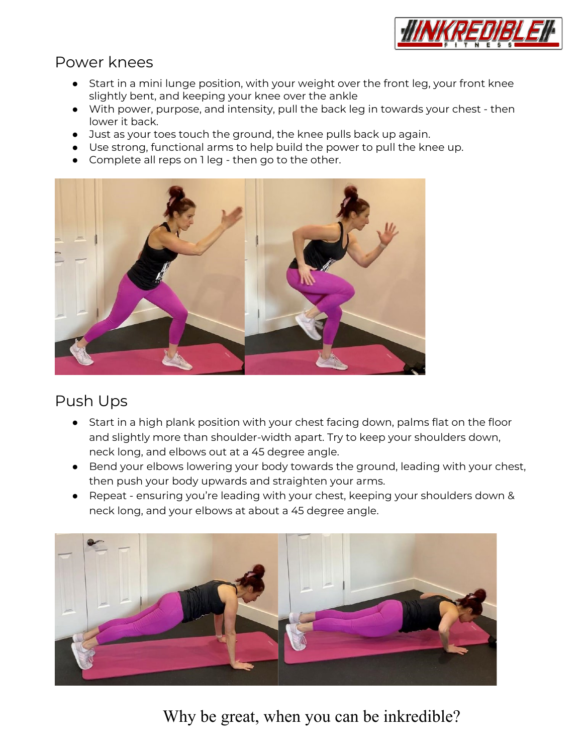## Power knees

- Start in a mini lunge position, with your weight over the front leg, your front knee slightly bent, and keeping your knee over the ankle
- With power, purpose, and intensity, pull the back leg in towards your chest - then lower it back.
- Just as your toes touch the ground, the knee pulls back up again.
- Use strong, functional arms to help build the power to pull the knee up.
- Complete all reps on 1 leg - then go to the other.

## Push Ups

- Start in a high plank position with your chest facing down, palms flat on the floor and slightly more than shoulder-width apart. Try to keep your shoulders down, neck long, and elbows out at a 45 degree angle.
- Bend your elbows lowering your body towards the ground, leading with your chest, then push your body upwards and straighten your arms.
- Repeat - ensuring you're leading with your chest, keeping your shoulders down & neck long, and your elbows at about a 45 degree angle.

Why be great, when you can be inkredible?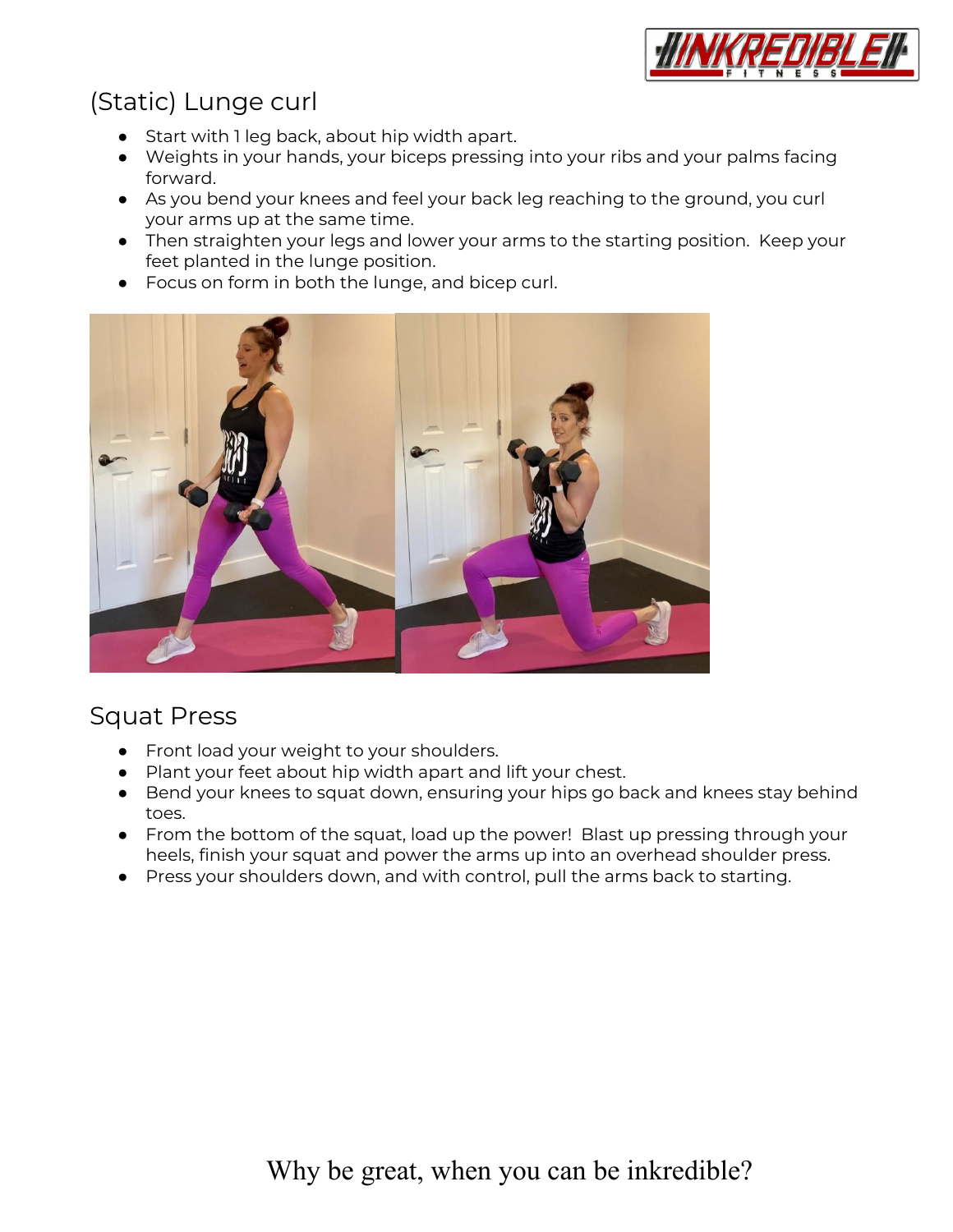## (Static) Lunge curl

- Start with 1 leg back, about hip width apart.
- Weights in your hands, your biceps pressing into your ribs and your palms facing forward.
- As you bend your knees and feel your back leg reaching to the ground, you curl your arms up at the same time.
- Then straighten your legs and lower your arms to the starting position. Keep your feet planted in the lunge position.
- Focus on form in both the lunge, and bicep curl.

## Squat Press

- Front load your weight to your shoulders.
- Plant your feet about hip width apart and lift your chest.
- Bend your knees to squat down, ensuring your hips go back and knees stay behind toes.
- From the bottom of the squat, load up the power! Blast up pressing through your heels, finish your squat and power the arms up into an overhead shoulder press.
- Press your shoulders down, and with control, pull the arms back to starting.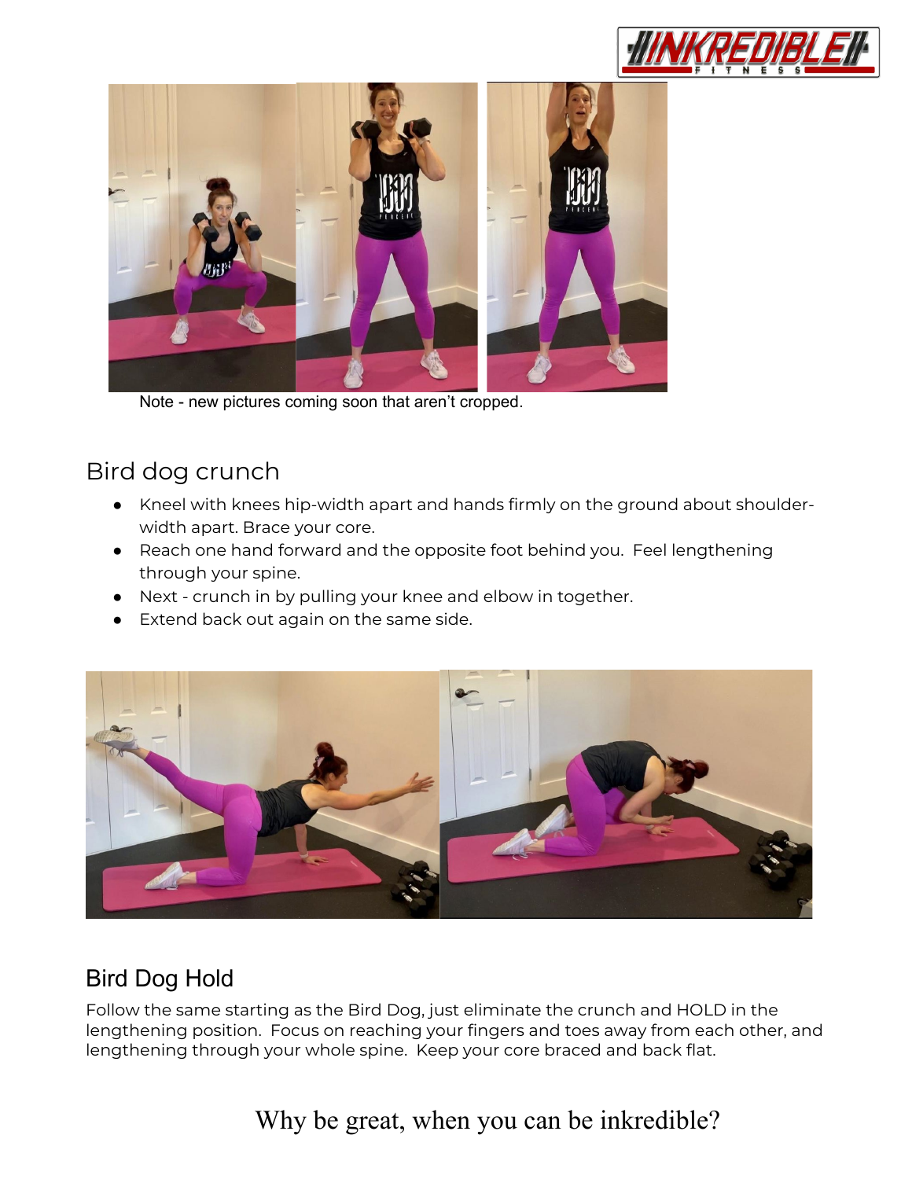Note - new pictures coming soon that aren't cropped.

## Bird dog crunch

- Kneel with knees hip-width apart and hands firmly on the ground about shoulder-width apart. Brace your core.
- Reach one hand forward and the opposite foot behind you. Feel lengthening through your spine.
- Next - crunch in by pulling your knee and elbow in together.
- Extend back out again on the same side.

## Bird Dog Hold

Follow the same starting as the Bird Dog, just eliminate the crunch and HOLD in the lengthening position. Focus on reaching your fingers and toes away from each other, and lengthening through your whole spine. Keep your core braced and back flat.

Why be great, when you can be inkredible?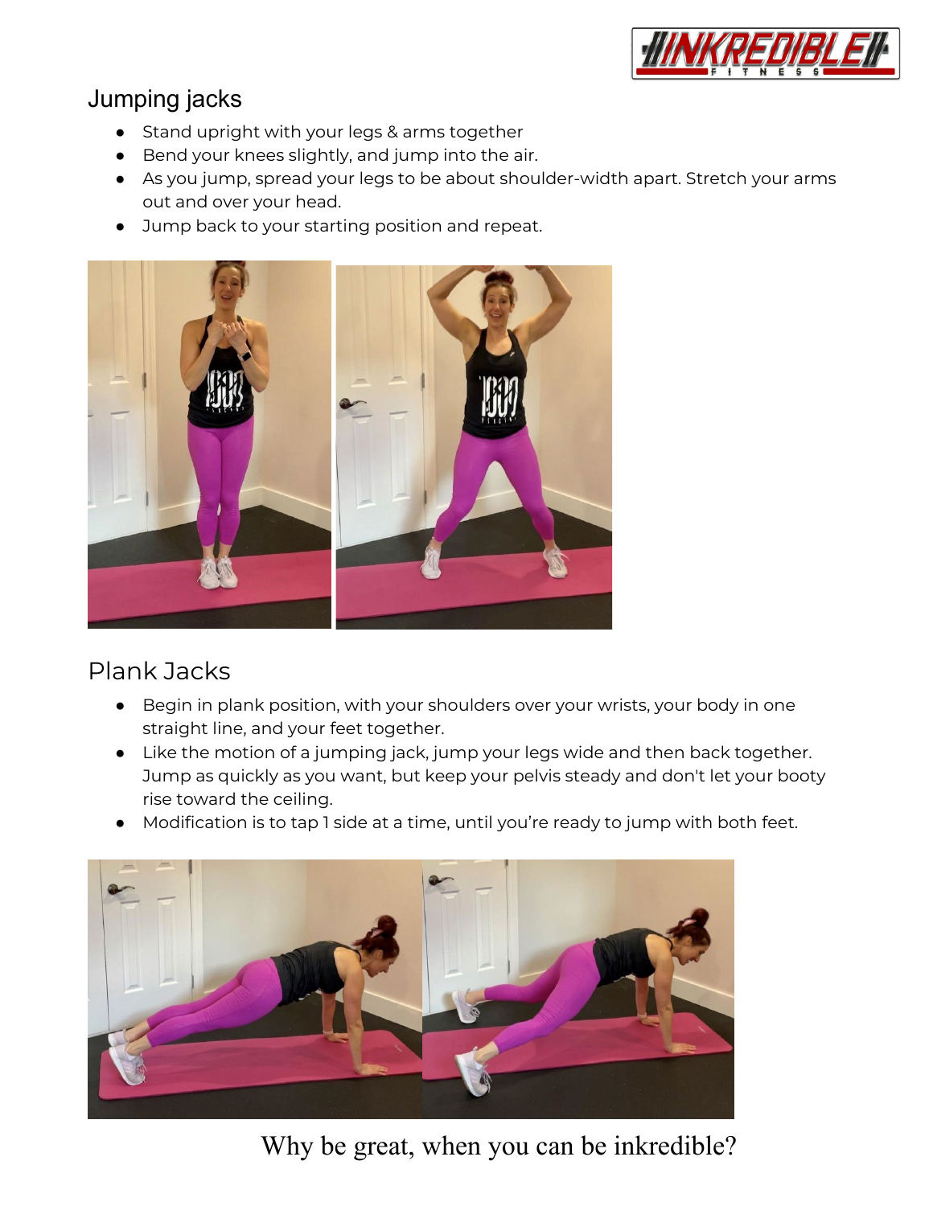## Jumping jacks

- Stand upright with your legs & arms together
- Bend your knees slightly, and jump into the air.
- As you jump, spread your legs to be about shoulder-width apart. Stretch your arms out and over your head.
- Jump back to your starting position and repeat.

## Plank Jacks

- Begin in plank position, with your shoulders over your wrists, your body in one straight line, and your feet together.
- Like the motion of a jumping jack, jump your legs wide and then back together. Jump as quickly as you want, but keep your pelvis steady and don't let your booty rise toward the ceiling.
- Modification is to tap 1 side at a time, until you're ready to jump with both feet.

Why be great, when you can be inkredible?